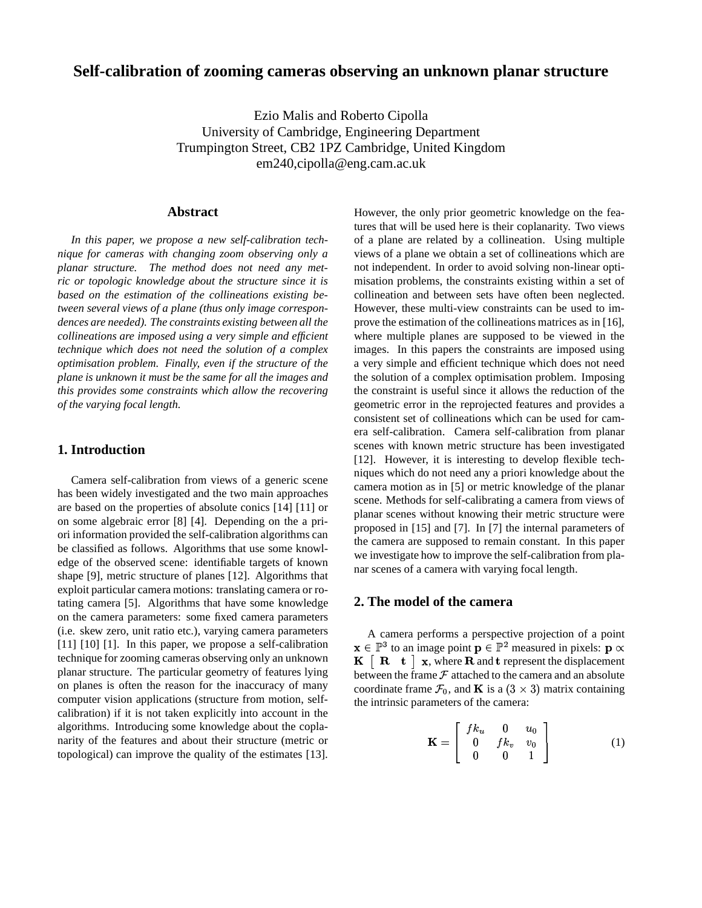# Self-calibration of zooming cameras observing an unknown planar structure

Ezio Malis and Roberto Cipolla
University of Cambridge, Engineering Department
Trumpington Street, CB2 1PZ Cambridge, United Kingdom
em240,cipolla@eng.cam.ac.uk

## Abstract

*In this paper, we propose a new self-calibration technique for cameras with changing zoom observing only a planar structure. The method does not need any metric or topologic knowledge about the structure since it is based on the estimation of the collineations existing between several views of a plane (thus only image correspondences are needed). The constraints existing between all the collineations are imposed using a very simple and efficient technique which does not need the solution of a complex optimisation problem. Finally, even if the structure of the plane is unknown it must be the same for all the images and this provides some constraints which allow the recovering of the varying focal length.*

## 1. Introduction

Camera self-calibration from views of a generic scene has been widely investigated and the two main approaches are based on the properties of absolute conics [14] [11] or on some algebraic error [8] [4]. Depending on the a priori information provided the self-calibration algorithms can be classified as follows. Algorithms that use some knowledge of the observed scene: identifiable targets of known shape [9], metric structure of planes [12]. Algorithms that exploit particular camera motions: translating camera or rotating camera [5]. Algorithms that have some knowledge on the camera parameters: some fixed camera parameters (i.e. skew zero, unit ratio etc.), varying camera parameters [11] [10] [1]. In this paper, we propose a self-calibration technique for zooming cameras observing only an unknown planar structure. The particular geometry of features lying on planes is often the reason for the inaccuracy of many computer vision applications (structure from motion, self-calibration) if it is not taken explicitly into account in the algorithms. Introducing some knowledge about the coplanarity of the features and about their structure (metric or topological) can improve the quality of the estimates [13]. However, the only prior geometric knowledge on the features that will be used here is their coplanarity. Two views of a plane are related by a collineation. Using multiple views of a plane we obtain a set of collineations which are not independent. In order to avoid solving non-linear optimisation problems, the constraints existing within a set of collineation and between sets have often been neglected. However, these multi-view constraints can be used to improve the estimation of the collineations matrices as in [16], where multiple planes are supposed to be viewed in the images. In this papers the constraints are imposed using a very simple and efficient technique which does not need the solution of a complex optimisation problem. Imposing the constraint is useful since it allows the reduction of the geometric error in the reprojected features and provides a consistent set of collineations which can be used for camera self-calibration. Camera self-calibration from planar scenes with known metric structure has been investigated [12]. However, it is interesting to develop flexible techniques which do not need any a priori knowledge about the camera motion as in [5] or metric knowledge of the planar scene. Methods for self-calibrating a camera from views of planar scenes without knowing their metric structure were proposed in [15] and [7]. In [7] the internal parameters of the camera are supposed to remain constant. In this paper we investigate how to improve the self-calibration from planar scenes of a camera with varying focal length.

## 2. The model of the camera

A camera performs a perspective projection of a point $\mathbf{x} \in \mathbb{P}^3$ to an image point $\mathbf{p} \in \mathbb{P}^2$ measured in pixels: $\mathbf{p} \propto \mathbf{K} \begin{bmatrix} \mathbf{R} & \mathbf{t} \end{bmatrix} \mathbf{x}$, where $\mathbf{R}$ and $\mathbf{t}$ represent the displacement between the frame $\mathcal{F}$ attached to the camera and an absolute coordinate frame $\mathcal{F}_0$, and $\mathbf{K}$ is a $(3 \times 3)$ matrix containing the intrinsic parameters of the camera:

$$\mathbf{K} = \begin{bmatrix} fk_u & 0 & u_0 \\ 0 & fk_v & v_0 \\ 0 & 0 & 1 \end{bmatrix} \tag{1}$$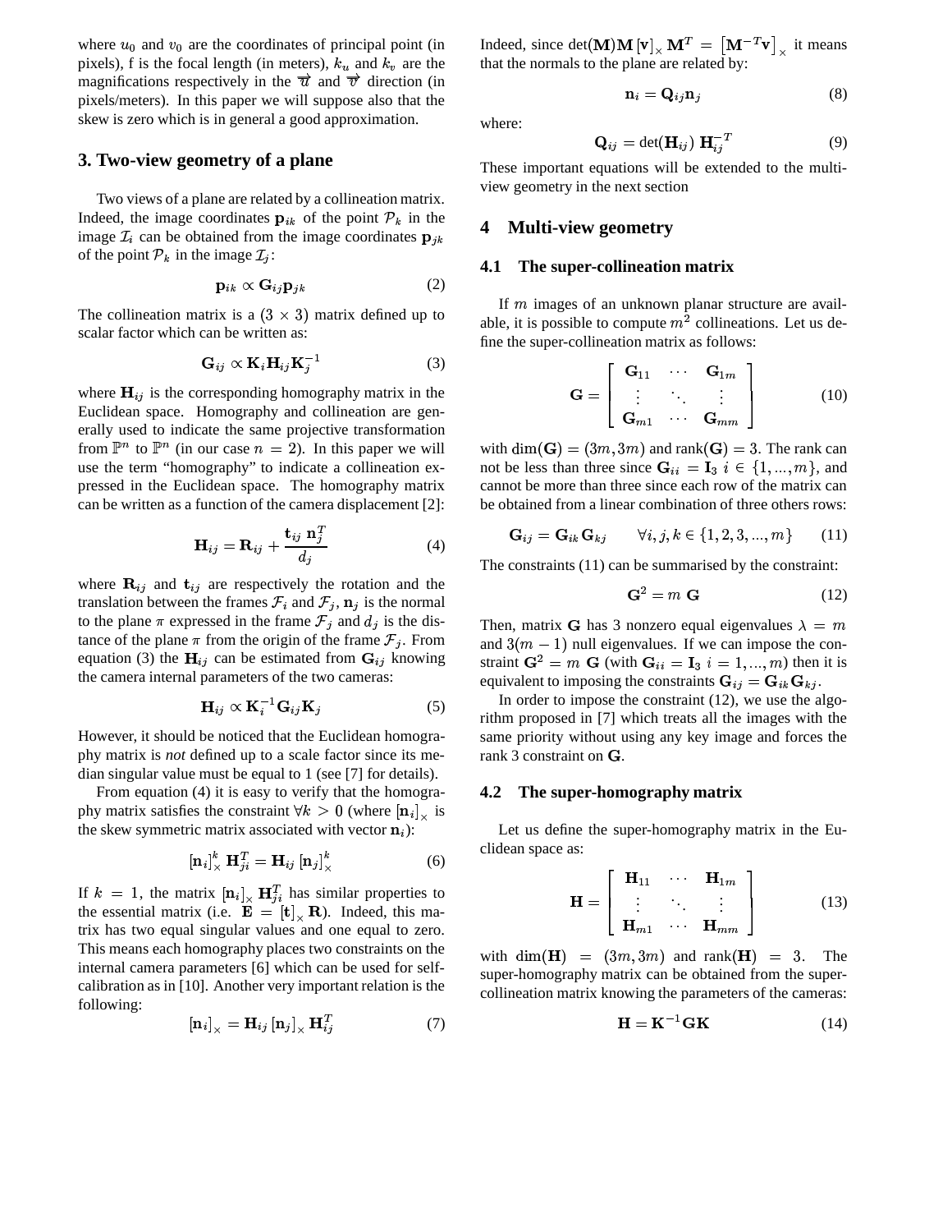where $u_0$ and $v_0$ are the coordinates of principal point (in pixels), f is the focal length (in meters), $k_u$ and $k_v$ are the magnifications respectively in the $\vec{u}$ and $\vec{v}$ direction (in pixels/meters). In this paper we will suppose also that the skew is zero which is in general a good approximation.

## 3. Two-view geometry of a plane

Two views of a plane are related by a collineation matrix. Indeed, the image coordinates $\mathbf{p}_{ik}$ of the point $\mathcal{P}_k$ in the image $\mathcal{I}_i$ can be obtained from the image coordinates $\mathbf{p}_{jk}$ of the point $\mathcal{P}_k$ in the image $\mathcal{I}_j$:

$$\mathbf{p}_{ik} \propto \mathbf{G}_{ij}\mathbf{p}_{jk} \tag{2}$$

The collineation matrix is a $(3 \times 3)$ matrix defined up to scalar factor which can be written as:

$$\mathbf{G}_{ij} \propto \mathbf{K}_i \mathbf{H}_{ij} \mathbf{K}_j^{-1} \tag{3}$$

where $\mathbf{H}_{ij}$ is the corresponding homography matrix in the Euclidean space. Homography and collineation are generally used to indicate the same projective transformation from $\mathbb{P}^n$ to $\mathbb{P}^n$ (in our case $n = 2$). In this paper we will use the term "homography" to indicate a collineation expressed in the Euclidean space. The homography matrix can be written as a function of the camera displacement [2]:

$$\mathbf{H}_{ij} = \mathbf{R}_{ij} + \frac{\mathbf{t}_{ij}\ \mathbf{n}_j^T}{d_j} \tag{4}$$

where $\mathbf{R}_{ij}$ and $\mathbf{t}_{ij}$ are respectively the rotation and the translation between the frames $\mathcal{F}_i$ and $\mathcal{F}_j$, $\mathbf{n}_j$ is the normal to the plane $\pi$ expressed in the frame $\mathcal{F}_j$ and $d_j$ is the distance of the plane $\pi$ from the origin of the frame $\mathcal{F}_j$. From equation (3) the $\mathbf{H}_{ij}$ can be estimated from $\mathbf{G}_{ij}$ knowing the camera internal parameters of the two cameras:

$$\mathbf{H}_{ij} \propto \mathbf{K}_i^{-1} \mathbf{G}_{ij} \mathbf{K}_j \tag{5}$$

However, it should be noticed that the Euclidean homography matrix is *not* defined up to a scale factor since its median singular value must be equal to 1 (see [7] for details).

From equation (4) it is easy to verify that the homography matrix satisfies the constraint $\forall k > 0$ (where $[\mathbf{n}_i]_\times$ is the skew symmetric matrix associated with vector $\mathbf{n}_i$):

$$[\mathbf{n}_i]_\times^k\ \mathbf{H}_{ji}^T = \mathbf{H}_{ij}\ [\mathbf{n}_j]_\times^k \tag{6}$$

If $k = 1$, the matrix $[\mathbf{n}_i]_\times\ \mathbf{H}_{ji}^T$ has similar properties to the essential matrix (i.e. $\mathbf{E} = [\mathbf{t}]_\times \mathbf{R}$). Indeed, this matrix has two equal singular values and one equal to zero. This means each homography places two constraints on the internal camera parameters [6] which can be used for self-calibration as in [10]. Another very important relation is the following:

$$[\mathbf{n}_i]_\times = \mathbf{H}_{ij}\ [\mathbf{n}_j]_\times\ \mathbf{H}_{ij}^T \tag{7}$$

Indeed, since $\det(\mathbf{M})\mathbf{M}\ [\mathbf{v}]_\times\ \mathbf{M}^T = \left[\mathbf{M}^{-T}\mathbf{v}\right]_\times$ it means that the normals to the plane are related by:

$$\mathbf{n}_i = \mathbf{Q}_{ij}\mathbf{n}_j \tag{8}$$

where:

$$\mathbf{Q}_{ij} = \det(\mathbf{H}_{ij})\ \mathbf{H}_{ij}^{-T} \tag{9}$$

These important equations will be extended to the multi-view geometry in the next section

## 4 Multi-view geometry

### 4.1 The super-collineation matrix

If $m$ images of an unknown planar structure are available, it is possible to compute $m^2$ collineations. Let us define the super-collineation matrix as follows:

$$\mathbf{G} = \left[ \begin{array}{ccc} \mathbf{G}_{11} & \cdots & \mathbf{G}_{1m} \\ \vdots & \ddots & \vdots \\ \mathbf{G}_{m1} & \cdots & \mathbf{G}_{mm} \end{array} \right] \tag{10}$$

with $\dim(\mathbf{G}) = (3m, 3m)$ and $\text{rank}(\mathbf{G}) = 3$. The rank can not be less than three since $\mathbf{G}_{ii} = \mathbf{I}_3\ i \in \{1, ..., m\}$, and cannot be more than three since each row of the matrix can be obtained from a linear combination of three others rows:

$$\mathbf{G}_{ij} = \mathbf{G}_{ik}\mathbf{G}_{kj} \qquad \forall i,j,k \in \{1,2,3,...,m\} \tag{11}$$

The constraints (11) can be summarised by the constraint:

$$\mathbf{G}^2 = m\ \mathbf{G} \tag{12}$$

Then, matrix $\mathbf{G}$ has 3 nonzero equal eigenvalues $\lambda = m$ and $3(m-1)$ null eigenvalues. If we can impose the constraint $\mathbf{G}^2 = m\ \mathbf{G}$ (with $\mathbf{G}_{ii} = \mathbf{I}_3\ i = 1, ..., m$) then it is equivalent to imposing the constraints $\mathbf{G}_{ij} = \mathbf{G}_{ik}\mathbf{G}_{kj}$.

In order to impose the constraint (12), we use the algorithm proposed in [7] which treats all the images with the same priority without using any key image and forces the rank 3 constraint on $\mathbf{G}$.

### 4.2 The super-homography matrix

Let us define the super-homography matrix in the Euclidean space as:

$$\mathbf{H} = \left[ \begin{array}{ccc} \mathbf{H}_{11} & \cdots & \mathbf{H}_{1m} \\ \vdots & \ddots & \vdots \\ \mathbf{H}_{m1} & \cdots & \mathbf{H}_{mm} \end{array} \right] \tag{13}$$

with $\dim(\mathbf{H}) = (3m, 3m)$ and $\text{rank}(\mathbf{H}) = 3$. The super-homography matrix can be obtained from the super-collineation matrix knowing the parameters of the cameras:

$$\mathbf{H} = \mathbf{K}^{-1}\mathbf{G}\mathbf{K} \tag{14}$$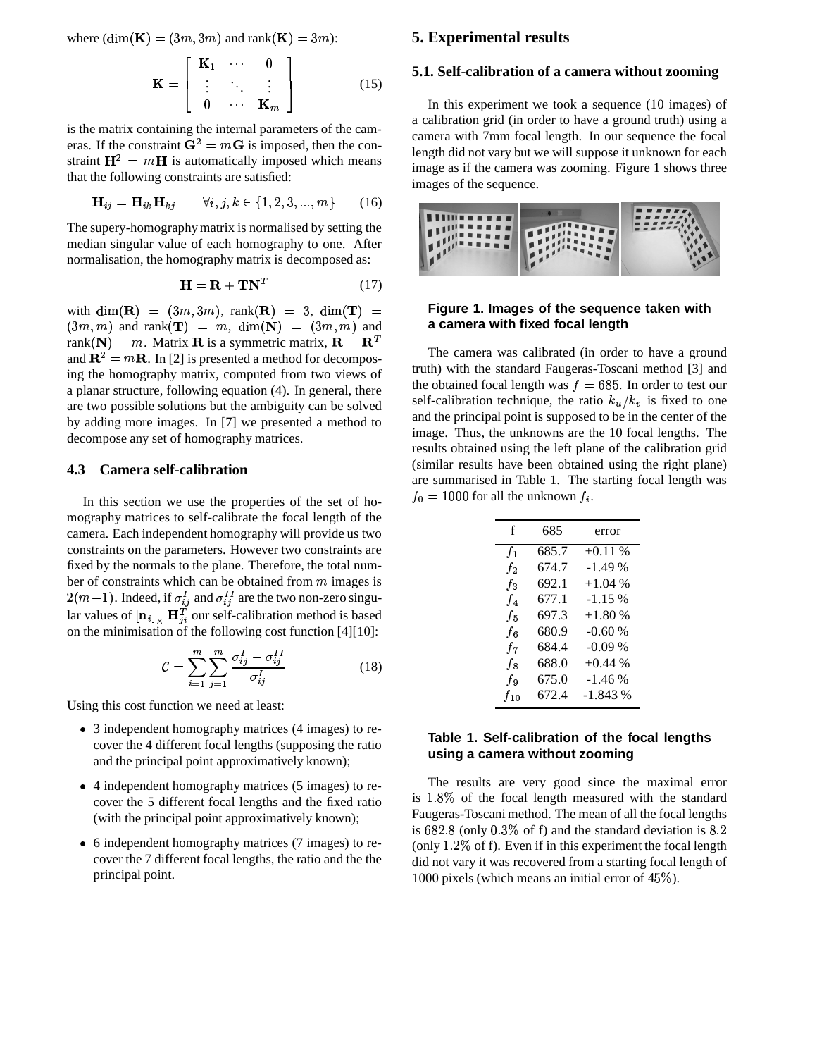where ($\dim(\mathbf{K}) = (3m, 3m)$ and $\text{rank}(\mathbf{K}) = 3m$):

$$\mathbf{K} = \begin{bmatrix} \mathbf{K}_1 & \cdots & 0 \\ \vdots & \ddots & \vdots \\ 0 & \cdots & \mathbf{K}_m \end{bmatrix} \quad (15)$$

is the matrix containing the internal parameters of the cameras. If the constraint $\mathbf{G}^2 = m\mathbf{G}$ is imposed, then the constraint $\mathbf{H}^2 = m\mathbf{H}$ is automatically imposed which means that the following constraints are satisfied:

$$\mathbf{H}_{ij} = \mathbf{H}_{ik}\mathbf{H}_{kj} \qquad \forall i, j, k \in \{1, 2, 3, ..., m\} \quad (16)$$

The supery-homography matrix is normalised by setting the median singular value of each homography to one. After normalisation, the homography matrix is decomposed as:

$$\mathbf{H} = \mathbf{R} + \mathbf{T}\mathbf{N}^T \quad (17)$$

with $\dim(\mathbf{R}) = (3m, 3m)$, $\text{rank}(\mathbf{R}) = 3$, $\dim(\mathbf{T}) = (3m, m)$ and $\text{rank}(\mathbf{T}) = m$, $\dim(\mathbf{N}) = (3m, m)$ and $\text{rank}(\mathbf{N}) = m$. Matrix $\mathbf{R}$ is a symmetric matrix, $\mathbf{R} = \mathbf{R}^T$ and $\mathbf{R}^2 = m\mathbf{R}$. In [2] is presented a method for decomposing the homography matrix, computed from two views of a planar structure, following equation (4). In general, there are two possible solutions but the ambiguity can be solved by adding more images. In [7] we presented a method to decompose any set of homography matrices.

### 4.3 Camera self-calibration

In this section we use the properties of the set of homography matrices to self-calibrate the focal length of the camera. Each independent homography will provide us two constraints on the parameters. However two constraints are fixed by the normals to the plane. Therefore, the total number of constraints which can be obtained from $m$ images is $2(m-1)$. Indeed, if $\sigma^I_{ij}$ and $\sigma^{II}_{ij}$ are the two non-zero singular values of $[\mathbf{n}_i]_\times \mathbf{H}^T_{ji}$ our self-calibration method is based on the minimisation of the following cost function [4][10]:

$$\mathcal{C} = \sum_{i=1}^{m} \sum_{j=1}^{m} \frac{\sigma^I_{ij} - \sigma^{II}_{ij}}{\sigma^I_{ij}} \quad (18)$$

Using this cost function we need at least:

- 3 independent homography matrices (4 images) to recover the 4 different focal lengths (supposing the ratio and the principal point approximatively known);
- 4 independent homography matrices (5 images) to recover the 5 different focal lengths and the fixed ratio (with the principal point approximatively known);
- 6 independent homography matrices (7 images) to recover the 7 different focal lengths, the ratio and the the principal point.

## 5. Experimental results

### 5.1. Self-calibration of a camera without zooming

In this experiment we took a sequence (10 images) of a calibration grid (in order to have a ground truth) using a camera with 7mm focal length. In our sequence the focal length did not vary but we will suppose it unknown for each image as if the camera was zooming. Figure 1 shows three images of the sequence.

**Figure 1. Images of the sequence taken with a camera with fixed focal length**

The camera was calibrated (in order to have a ground truth) with the standard Faugeras-Toscani method [3] and the obtained focal length was $f = 685$. In order to test our self-calibration technique, the ratio $k_u/k_v$ is fixed to one and the principal point is supposed to be in the center of the image. Thus, the unknowns are the 10 focal lengths. The results obtained using the left plane of the calibration grid (similar results have been obtained using the right plane) are summarised in Table 1. The starting focal length was $f_0 = 1000$ for all the unknown $f_i$.

| f | 685 | error |
|---|---|---|
| $f_1$ | 685.7 | +0.11 % |
| $f_2$ | 674.7 | -1.49 % |
| $f_3$ | 692.1 | +1.04 % |
| $f_4$ | 677.1 | -1.15 % |
| $f_5$ | 697.3 | +1.80 % |
| $f_6$ | 680.9 | -0.60 % |
| $f_7$ | 684.4 | -0.09 % |
| $f_8$ | 688.0 | +0.44 % |
| $f_9$ | 675.0 | -1.46 % |
| $f_{10}$ | 672.4 | -1.843 % |

**Table 1. Self-calibration of the focal lengths using a camera without zooming**

The results are very good since the maximal error is $1.8\%$ of the focal length measured with the standard Faugeras-Toscani method. The mean of all the focal lengths is $682.8$ (only $0.3\%$ of f) and the standard deviation is $8.2$ (only $1.2\%$ of f). Even if in this experiment the focal length did not vary it was recovered from a starting focal length of 1000 pixels (which means an initial error of $45\%$).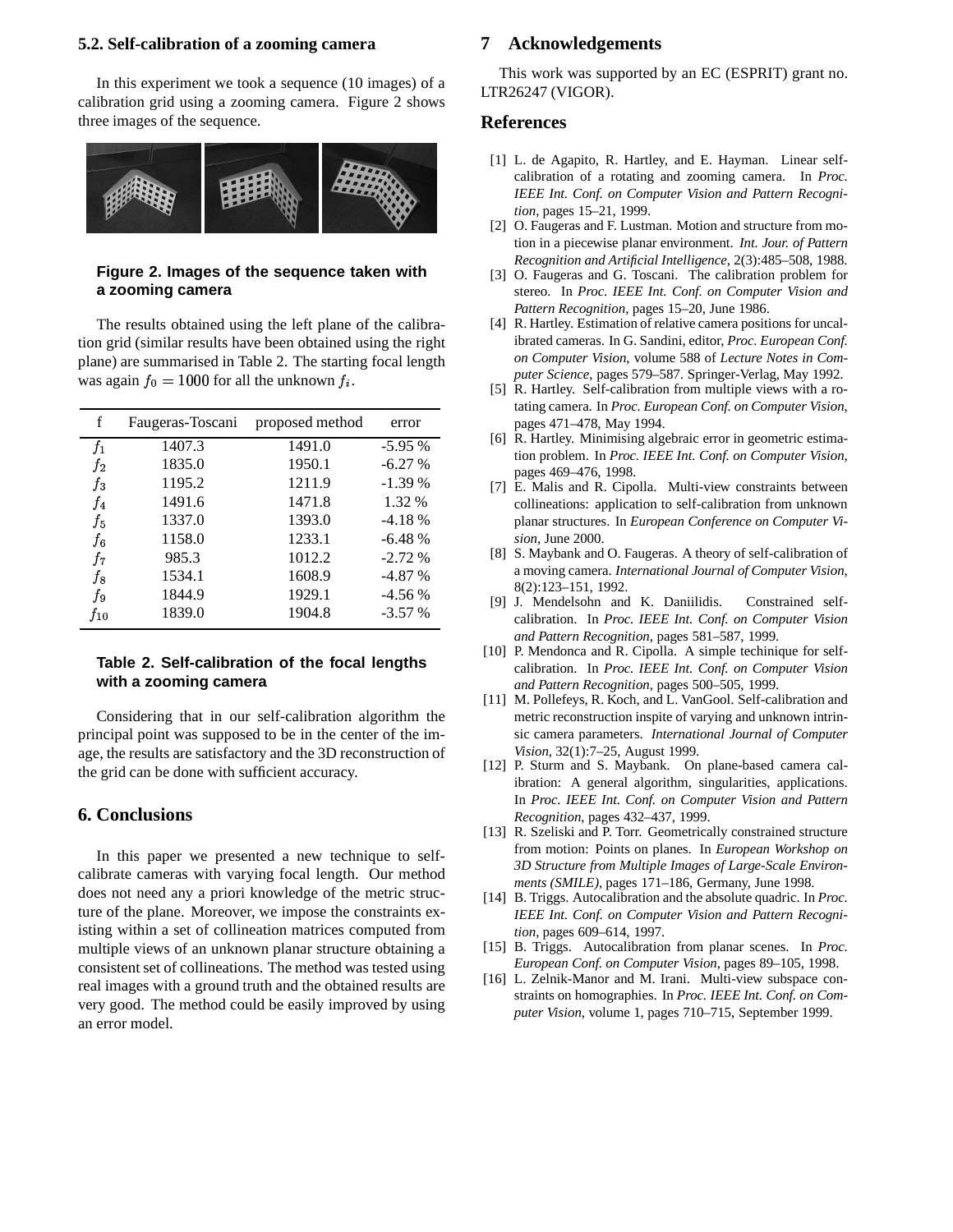### 5.2. Self-calibration of a zooming camera

In this experiment we took a sequence (10 images) of a calibration grid using a zooming camera. Figure 2 shows three images of the sequence.

**Figure 2. Images of the sequence taken with a zooming camera**

The results obtained using the left plane of the calibration grid (similar results have been obtained using the right plane) are summarised in Table 2. The starting focal length was again $f_0 = 1000$ for all the unknown $f_i$.

| f | Faugeras-Toscani | proposed method | error |
|---|---|---|---|
| $f_1$ | 1407.3 | 1491.0 | -5.95 % |
| $f_2$ | 1835.0 | 1950.1 | -6.27 % |
| $f_3$ | 1195.2 | 1211.9 | -1.39 % |
| $f_4$ | 1491.6 | 1471.8 | 1.32 % |
| $f_5$ | 1337.0 | 1393.0 | -4.18 % |
| $f_6$ | 1158.0 | 1233.1 | -6.48 % |
| $f_7$ | 985.3 | 1012.2 | -2.72 % |
| $f_8$ | 1534.1 | 1608.9 | -4.87 % |
| $f_9$ | 1844.9 | 1929.1 | -4.56 % |
| $f_{10}$ | 1839.0 | 1904.8 | -3.57 % |

**Table 2. Self-calibration of the focal lengths with a zooming camera**

Considering that in our self-calibration algorithm the principal point was supposed to be in the center of the image, the results are satisfactory and the 3D reconstruction of the grid can be done with sufficient accuracy.

## 6. Conclusions

In this paper we presented a new technique to self-calibrate cameras with varying focal length. Our method does not need any a priori knowledge of the metric structure of the plane. Moreover, we impose the constraints existing within a set of collineation matrices computed from multiple views of an unknown planar structure obtaining a consistent set of collineations. The method was tested using real images with a ground truth and the obtained results are very good. The method could be easily improved by using an error model.

## 7 Acknowledgements

This work was supported by an EC (ESPRIT) grant no. LTR26247 (VIGOR).

## References

[1] L. de Agapito, R. Hartley, and E. Hayman. Linear self-calibration of a rotating and zooming camera. In *Proc. IEEE Int. Conf. on Computer Vision and Pattern Recognition*, pages 15–21, 1999.

[2] O. Faugeras and F. Lustman. Motion and structure from motion in a piecewise planar environment. *Int. Jour. of Pattern Recognition and Artificial Intelligence*, 2(3):485–508, 1988.

[3] O. Faugeras and G. Toscani. The calibration problem for stereo. In *Proc. IEEE Int. Conf. on Computer Vision and Pattern Recognition*, pages 15–20, June 1986.

[4] R. Hartley. Estimation of relative camera positions for uncalibrated cameras. In G. Sandini, editor, *Proc. European Conf. on Computer Vision*, volume 588 of *Lecture Notes in Computer Science*, pages 579–587. Springer-Verlag, May 1992.

[5] R. Hartley. Self-calibration from multiple views with a rotating camera. In *Proc. European Conf. on Computer Vision*, pages 471–478, May 1994.

[6] R. Hartley. Minimising algebraic error in geometric estimation problem. In *Proc. IEEE Int. Conf. on Computer Vision*, pages 469–476, 1998.

[7] E. Malis and R. Cipolla. Multi-view constraints between collineations: application to self-calibration from unknown planar structures. In *European Conference on Computer Vision*, June 2000.

[8] S. Maybank and O. Faugeras. A theory of self-calibration of a moving camera. *International Journal of Computer Vision*, 8(2):123–151, 1992.

[9] J. Mendelsohn and K. Daniilidis. Constrained self-calibration. In *Proc. IEEE Int. Conf. on Computer Vision and Pattern Recognition*, pages 581–587, 1999.

[10] P. Mendonca and R. Cipolla. A simple techinique for self-calibration. In *Proc. IEEE Int. Conf. on Computer Vision and Pattern Recognition*, pages 500–505, 1999.

[11] M. Pollefeys, R. Koch, and L. VanGool. Self-calibration and metric reconstruction inspite of varying and unknown intrinsic camera parameters. *International Journal of Computer Vision*, 32(1):7–25, August 1999.

[12] P. Sturm and S. Maybank. On plane-based camera calibration: A general algorithm, singularities, applications. In *Proc. IEEE Int. Conf. on Computer Vision and Pattern Recognition*, pages 432–437, 1999.

[13] R. Szeliski and P. Torr. Geometrically constrained structure from motion: Points on planes. In *European Workshop on 3D Structure from Multiple Images of Large-Scale Environments (SMILE)*, pages 171–186, Germany, June 1998.

[14] B. Triggs. Autocalibration and the absolute quadric. In *Proc. IEEE Int. Conf. on Computer Vision and Pattern Recognition*, pages 609–614, 1997.

[15] B. Triggs. Autocalibration from planar scenes. In *Proc. European Conf. on Computer Vision*, pages 89–105, 1998.

[16] L. Zelnik-Manor and M. Irani. Multi-view subspace constraints on homographies. In *Proc. IEEE Int. Conf. on Computer Vision*, volume 1, pages 710–715, September 1999.